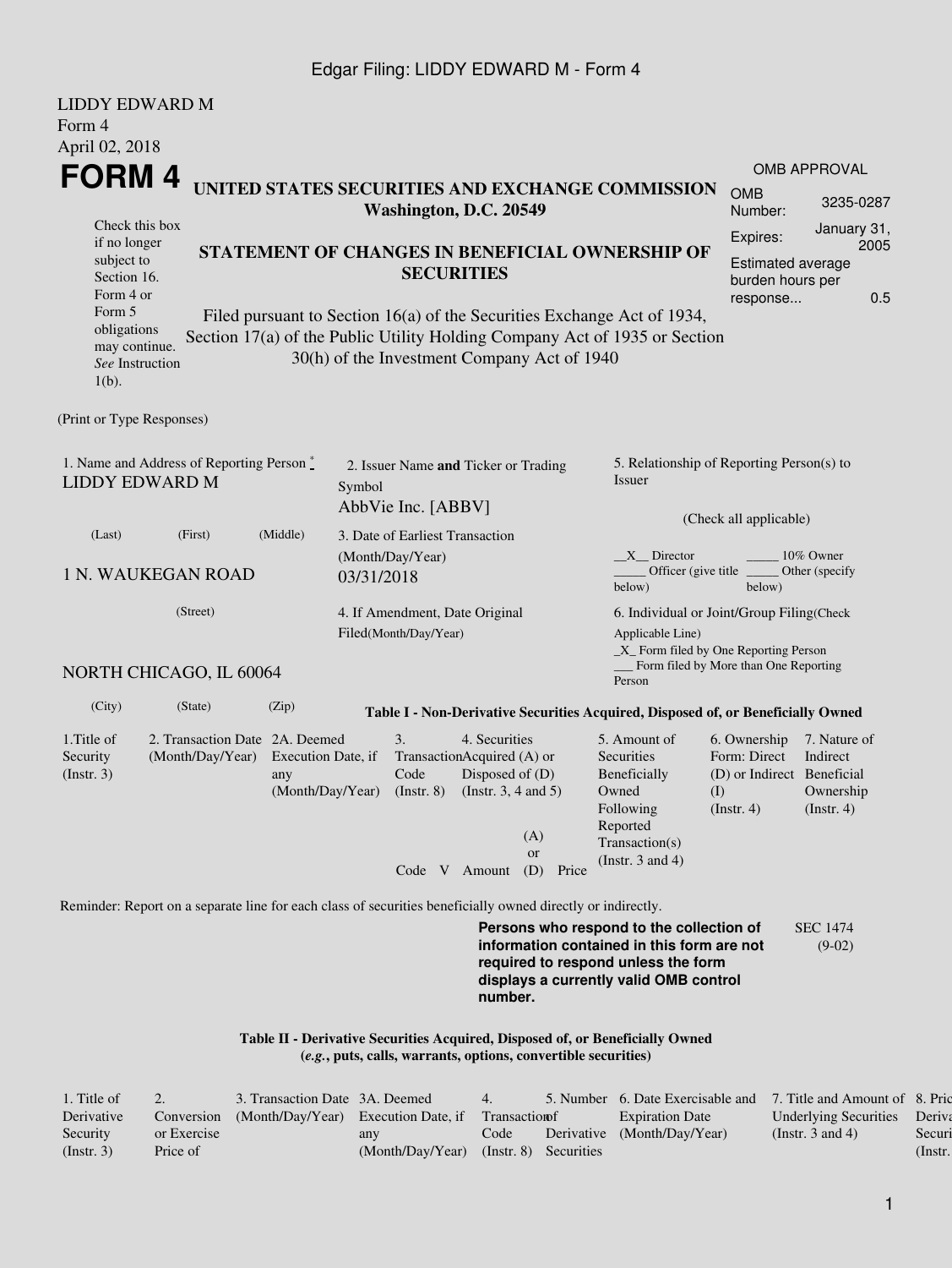LIDDY EDWARD M
Form 4
April 02, 2018

# FORM 4

**UNITED STATES SECURITIES AND EXCHANGE COMMISSION**
**Washington, D.C. 20549**

Check this box if no longer subject to Section 16. Form 4 or Form 5 obligations may continue. *See* Instruction 1(b).

## STATEMENT OF CHANGES IN BENEFICIAL OWNERSHIP OF SECURITIES

Filed pursuant to Section 16(a) of the Securities Exchange Act of 1934, Section 17(a) of the Public Utility Holding Company Act of 1935 or Section 30(h) of the Investment Company Act of 1940

| OMB APPROVAL | |
|---|---|
| OMB Number: | 3235-0287 |
| Expires: | January 31, 2005 |
| Estimated average burden hours per response... | 0.5 |

(Print or Type Responses)

1. Name and Address of Reporting Person *
LIDDY EDWARD M

(Last) (First) (Middle)

1 N. WAUKEGAN ROAD

(Street)

NORTH CHICAGO, IL 60064

(City) (State) (Zip)

2. Issuer Name **and** Ticker or Trading Symbol
AbbVie Inc. [ABBV]

3. Date of Earliest Transaction (Month/Day/Year)
03/31/2018

4. If Amendment, Date Original Filed(Month/Day/Year)

5. Relationship of Reporting Person(s) to Issuer

(Check all applicable)

__X__ Director _____ 10% Owner
_____ Officer (give title below) _____ Other (specify below)

6. Individual or Joint/Group Filing(Check Applicable Line)
_X_ Form filed by One Reporting Person
___ Form filed by More than One Reporting Person

**Table I - Non-Derivative Securities Acquired, Disposed of, or Beneficially Owned**

| 1.Title of Security (Instr. 3) | 2. Transaction Date (Month/Day/Year) | 2A. Deemed Execution Date, if any (Month/Day/Year) | 3. Transaction Code (Instr. 8) | | 4. Securities Acquired (A) or Disposed of (D) (Instr. 3, 4 and 5) | | | 5. Amount of Securities Beneficially Owned Following Reported Transaction(s) (Instr. 3 and 4) | 6. Ownership Form: Direct (D) or Indirect (I) (Instr. 4) | 7. Nature of Indirect Beneficial Ownership (Instr. 4) |
|---|---|---|---|---|---|---|---|---|---|---|
| | | | Code | V | Amount | (A) or (D) | Price | | | |

Reminder: Report on a separate line for each class of securities beneficially owned directly or indirectly.

**Persons who respond to the collection of information contained in this form are not required to respond unless the form displays a currently valid OMB control number.**

SEC 1474 (9-02)

**Table II - Derivative Securities Acquired, Disposed of, or Beneficially Owned**
**(*e.g.*, puts, calls, warrants, options, convertible securities)**

| 1. Title of Derivative Security (Instr. 3) | 2. Conversion or Exercise Price of | 3. Transaction Date (Month/Day/Year) | 3A. Deemed Execution Date, if any (Month/Day/Year) | 4. Transaction Code (Instr. 8) | 5. Number of Derivative Securities | 6. Date Exercisable and Expiration Date (Month/Day/Year) | 7. Title and Amount of Underlying Securities (Instr. 3 and 4) | 8. Price of Derivative Security (Instr. |
|---|---|---|---|---|---|---|---|---|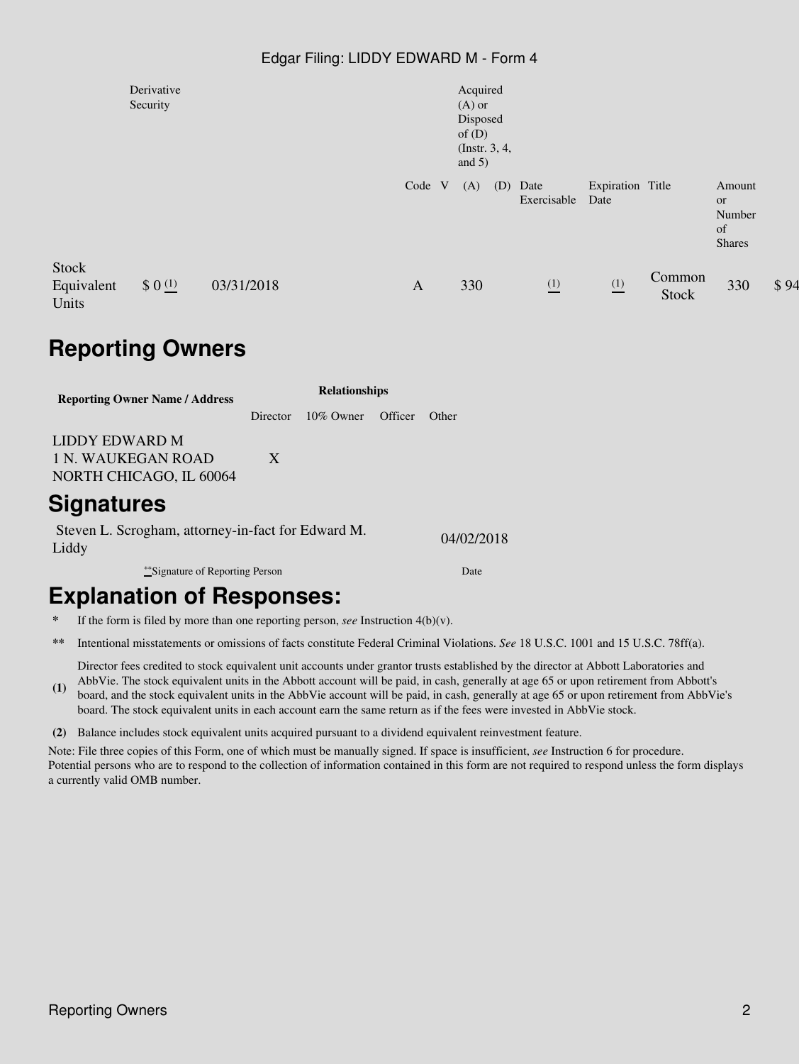| Derivative Security | | | | | | Acquired (A) or Disposed of (D) (Instr. 3, 4, and 5) | | | | | | |
|---|---|---|---|---|---|---|---|---|---|---|---|---|
| | | | | Code | V | (A) | (D) | Date Exercisable | Expiration Date | Title | Amount or Number of Shares | |
| Stock Equivalent Units | $ 0 (1) | 03/31/2018 | | A | | 330 | | (1) | (1) | Common Stock | 330 | $ 94 |

## Reporting Owners

| Reporting Owner Name / Address | Relationships | | | |
|---|---|---|---|---|
| | Director | 10% Owner | Officer | Other |
| LIDDY EDWARD M<br>1 N. WAUKEGAN ROAD<br>NORTH CHICAGO, IL 60064 | X | | | |

## Signatures

| | |
|---|---|
| Steven L. Scrogham, attorney-in-fact for Edward M. Liddy | 04/02/2018 |
| **Signature of Reporting Person | Date |

## Explanation of Responses:

- \* If the form is filed by more than one reporting person, *see* Instruction 4(b)(v).
- \*\* Intentional misstatements or omissions of facts constitute Federal Criminal Violations. *See* 18 U.S.C. 1001 and 15 U.S.C. 78ff(a).
- **(1)** Director fees credited to stock equivalent unit accounts under grantor trusts established by the director at Abbott Laboratories and AbbVie. The stock equivalent units in the Abbott account will be paid, in cash, generally at age 65 or upon retirement from Abbott's board, and the stock equivalent units in the AbbVie account will be paid, in cash, generally at age 65 or upon retirement from AbbVie's board. The stock equivalent units in each account earn the same return as if the fees were invested in AbbVie stock.
- **(2)** Balance includes stock equivalent units acquired pursuant to a dividend equivalent reinvestment feature.

Note: File three copies of this Form, one of which must be manually signed. If space is insufficient, *see* Instruction 6 for procedure.
Potential persons who are to respond to the collection of information contained in this form are not required to respond unless the form displays a currently valid OMB number.